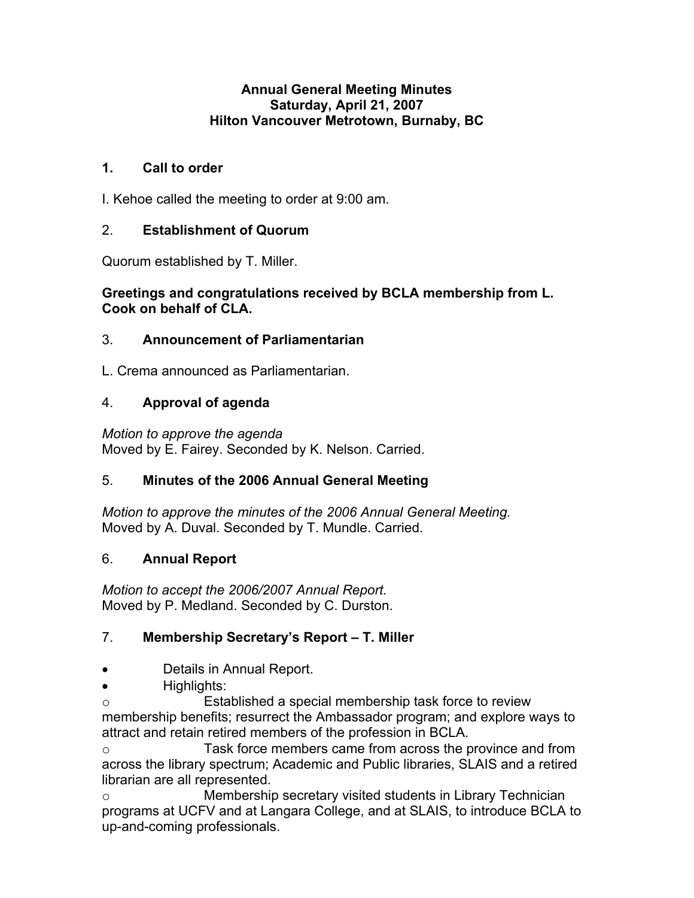**Annual General Meeting Minutes**
**Saturday, April 21, 2007**
**Hilton Vancouver Metrotown, Burnaby, BC**

## 1. Call to order

I. Kehoe called the meeting to order at 9:00 am.

## 2. Establishment of Quorum

Quorum established by T. Miller.

**Greetings and congratulations received by BCLA membership from L. Cook on behalf of CLA.**

## 3. Announcement of Parliamentarian

L. Crema announced as Parliamentarian.

## 4. Approval of agenda

*Motion to approve the agenda*
Moved by E. Fairey. Seconded by K. Nelson. Carried.

## 5. Minutes of the 2006 Annual General Meeting

*Motion to approve the minutes of the 2006 Annual General Meeting.*
Moved by A. Duval. Seconded by T. Mundle. Carried.

## 6. Annual Report

*Motion to accept the 2006/2007 Annual Report.*
Moved by P. Medland. Seconded by C. Durston.

## 7. Membership Secretary's Report – T. Miller

- Details in Annual Report.
- Highlights:
  - Established a special membership task force to review membership benefits; resurrect the Ambassador program; and explore ways to attract and retain retired members of the profession in BCLA.
  - Task force members came from across the province and from across the library spectrum; Academic and Public libraries, SLAIS and a retired librarian are all represented.
  - Membership secretary visited students in Library Technician programs at UCFV and at Langara College, and at SLAIS, to introduce BCLA to up-and-coming professionals.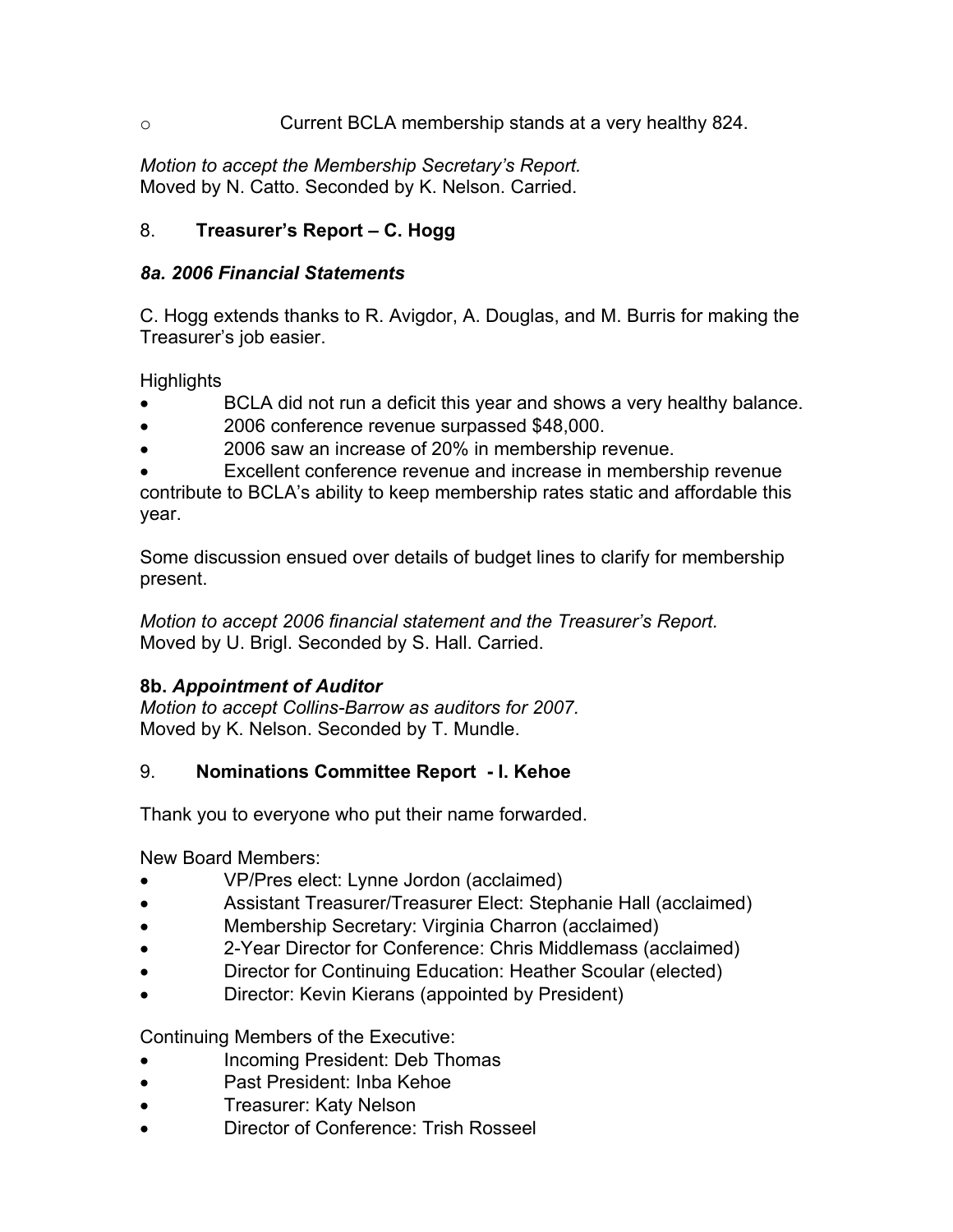- Current BCLA membership stands at a very healthy 824.

*Motion to accept the Membership Secretary's Report.*
Moved by N. Catto. Seconded by K. Nelson. Carried.

## 8. **Treasurer's Report – C. Hogg**

### *8a. 2006 Financial Statements*

C. Hogg extends thanks to R. Avigdor, A. Douglas, and M. Burris for making the Treasurer's job easier.

Highlights

- BCLA did not run a deficit this year and shows a very healthy balance.
- 2006 conference revenue surpassed $48,000.
- 2006 saw an increase of 20% in membership revenue.
- Excellent conference revenue and increase in membership revenue contribute to BCLA's ability to keep membership rates static and affordable this year.

Some discussion ensued over details of budget lines to clarify for membership present.

*Motion to accept 2006 financial statement and the Treasurer's Report.*
Moved by U. Brigl. Seconded by S. Hall. Carried.

**8b. *Appointment of Auditor***
*Motion to accept Collins-Barrow as auditors for 2007.*
Moved by K. Nelson. Seconded by T. Mundle.

## 9. **Nominations Committee Report - I. Kehoe**

Thank you to everyone who put their name forwarded.

New Board Members:

- VP/Pres elect: Lynne Jordon (acclaimed)
- Assistant Treasurer/Treasurer Elect: Stephanie Hall (acclaimed)
- Membership Secretary: Virginia Charron (acclaimed)
- 2-Year Director for Conference: Chris Middlemass (acclaimed)
- Director for Continuing Education: Heather Scoular (elected)
- Director: Kevin Kierans (appointed by President)

Continuing Members of the Executive:

- Incoming President: Deb Thomas
- Past President: Inba Kehoe
- Treasurer: Katy Nelson
- Director of Conference: Trish Rosseel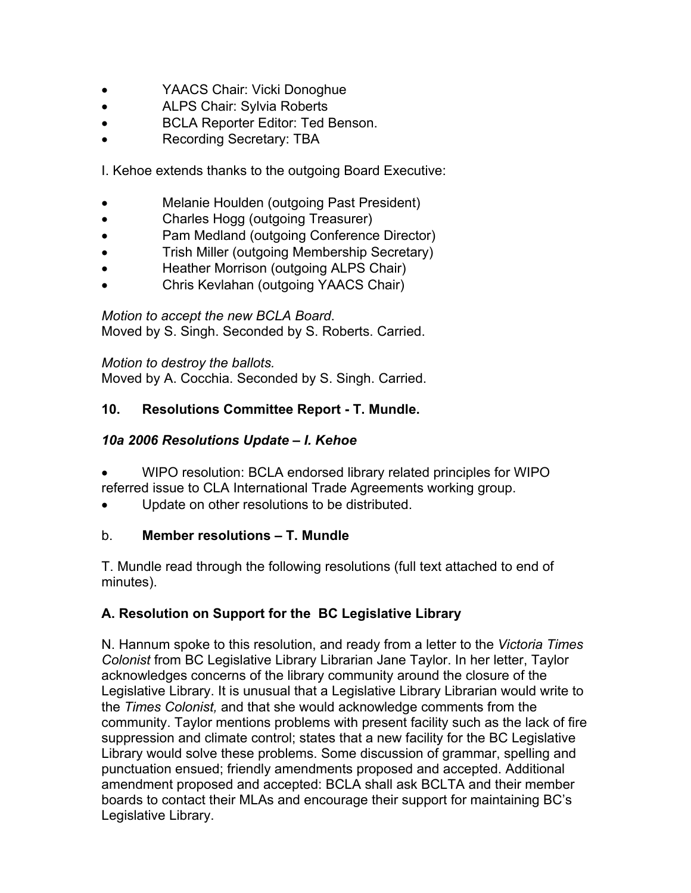- YAACS Chair: Vicki Donoghue
- ALPS Chair: Sylvia Roberts
- BCLA Reporter Editor: Ted Benson.
- Recording Secretary: TBA

I. Kehoe extends thanks to the outgoing Board Executive:

- Melanie Houlden (outgoing Past President)
- Charles Hogg (outgoing Treasurer)
- Pam Medland (outgoing Conference Director)
- Trish Miller (outgoing Membership Secretary)
- Heather Morrison (outgoing ALPS Chair)
- Chris Kevlahan (outgoing YAACS Chair)

*Motion to accept the new BCLA Board*.
Moved by S. Singh. Seconded by S. Roberts. Carried.

*Motion to destroy the ballots.*
Moved by A. Cocchia. Seconded by S. Singh. Carried.

**10. Resolutions Committee Report - T. Mundle.**

***10a 2006 Resolutions Update – I. Kehoe***

- WIPO resolution: BCLA endorsed library related principles for WIPO referred issue to CLA International Trade Agreements working group.
- Update on other resolutions to be distributed.

b. **Member resolutions – T. Mundle**

T. Mundle read through the following resolutions (full text attached to end of minutes).

**A. Resolution on Support for the BC Legislative Library**

N. Hannum spoke to this resolution, and ready from a letter to the *Victoria Times Colonist* from BC Legislative Library Librarian Jane Taylor. In her letter, Taylor acknowledges concerns of the library community around the closure of the Legislative Library. It is unusual that a Legislative Library Librarian would write to the *Times Colonist,* and that she would acknowledge comments from the community. Taylor mentions problems with present facility such as the lack of fire suppression and climate control; states that a new facility for the BC Legislative Library would solve these problems. Some discussion of grammar, spelling and punctuation ensued; friendly amendments proposed and accepted. Additional amendment proposed and accepted: BCLA shall ask BCLTA and their member boards to contact their MLAs and encourage their support for maintaining BC's Legislative Library.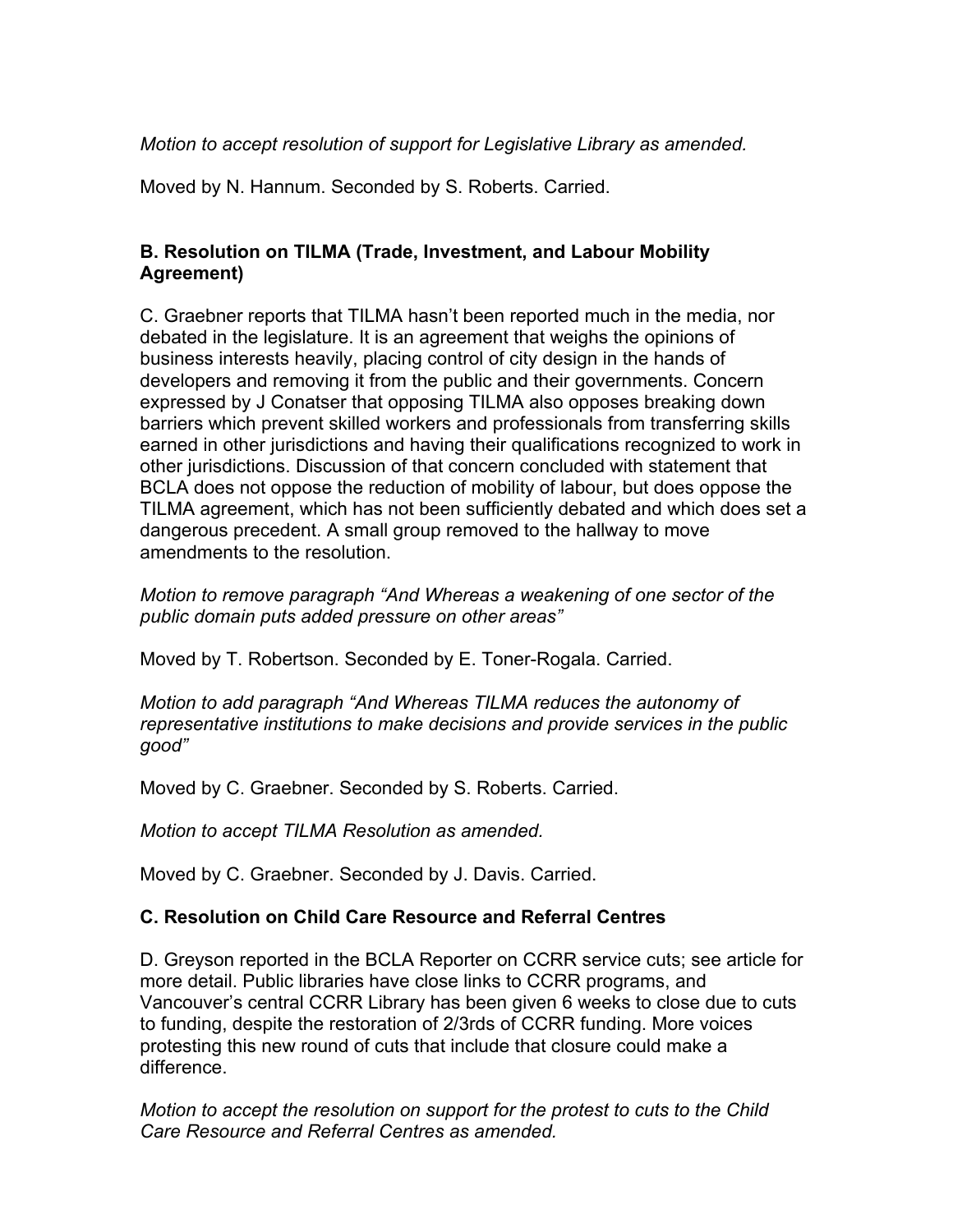*Motion to accept resolution of support for Legislative Library as amended.*

Moved by N. Hannum. Seconded by S. Roberts. Carried.

### B. Resolution on TILMA (Trade, Investment, and Labour Mobility Agreement)

C. Graebner reports that TILMA hasn't been reported much in the media, nor debated in the legislature. It is an agreement that weighs the opinions of business interests heavily, placing control of city design in the hands of developers and removing it from the public and their governments. Concern expressed by J Conatser that opposing TILMA also opposes breaking down barriers which prevent skilled workers and professionals from transferring skills earned in other jurisdictions and having their qualifications recognized to work in other jurisdictions. Discussion of that concern concluded with statement that BCLA does not oppose the reduction of mobility of labour, but does oppose the TILMA agreement, which has not been sufficiently debated and which does set a dangerous precedent. A small group removed to the hallway to move amendments to the resolution.

*Motion to remove paragraph "And Whereas a weakening of one sector of the public domain puts added pressure on other areas"*

Moved by T. Robertson. Seconded by E. Toner-Rogala. Carried.

*Motion to add paragraph "And Whereas TILMA reduces the autonomy of representative institutions to make decisions and provide services in the public good"*

Moved by C. Graebner. Seconded by S. Roberts. Carried.

*Motion to accept TILMA Resolution as amended.*

Moved by C. Graebner. Seconded by J. Davis. Carried.

### C. Resolution on Child Care Resource and Referral Centres

D. Greyson reported in the BCLA Reporter on CCRR service cuts; see article for more detail. Public libraries have close links to CCRR programs, and Vancouver's central CCRR Library has been given 6 weeks to close due to cuts to funding, despite the restoration of 2/3rds of CCRR funding. More voices protesting this new round of cuts that include that closure could make a difference.

*Motion to accept the resolution on support for the protest to cuts to the Child Care Resource and Referral Centres as amended.*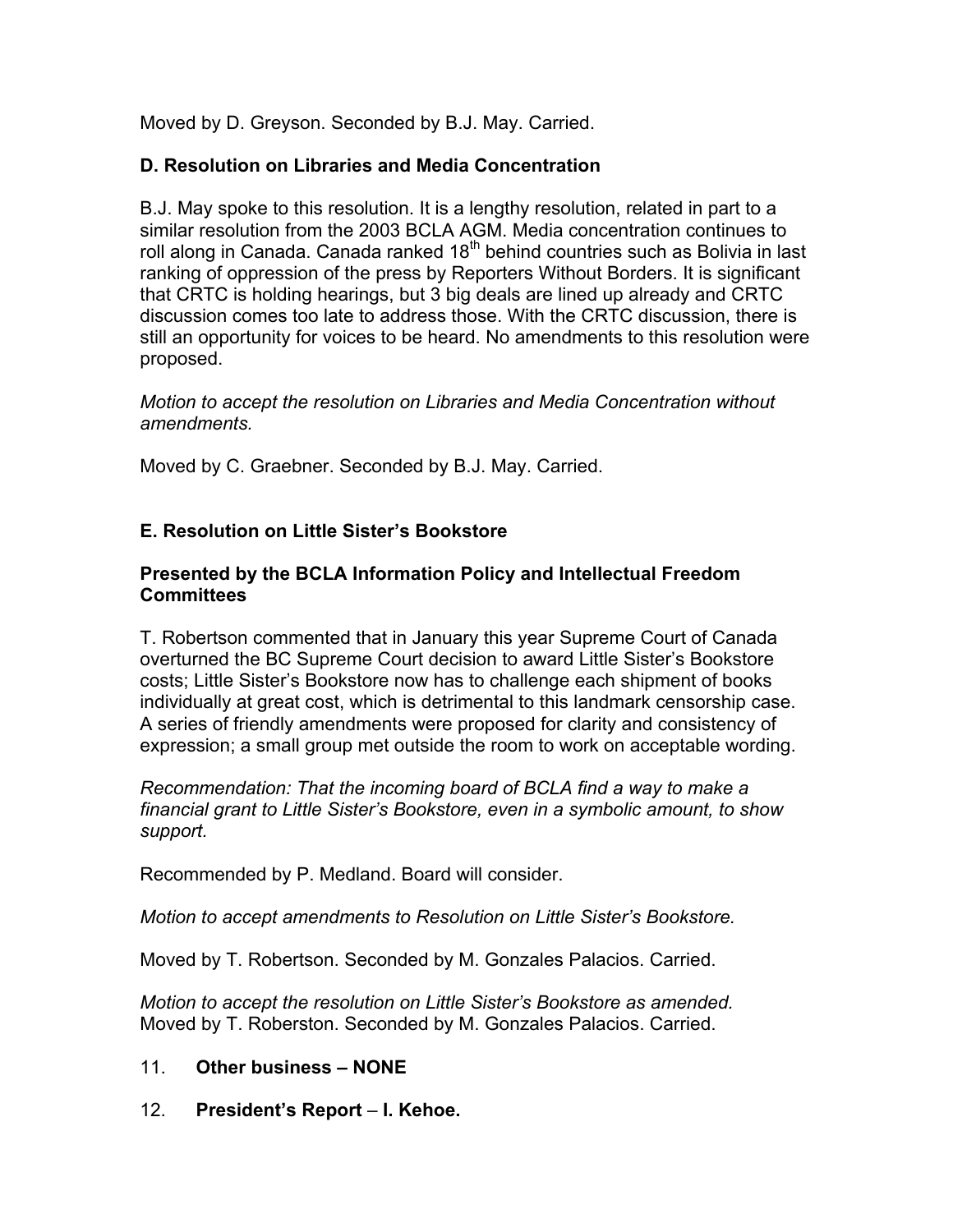Moved by D. Greyson. Seconded by B.J. May. Carried.

### D. Resolution on Libraries and Media Concentration

B.J. May spoke to this resolution. It is a lengthy resolution, related in part to a similar resolution from the 2003 BCLA AGM. Media concentration continues to roll along in Canada. Canada ranked 18th behind countries such as Bolivia in last ranking of oppression of the press by Reporters Without Borders. It is significant that CRTC is holding hearings, but 3 big deals are lined up already and CRTC discussion comes too late to address those. With the CRTC discussion, there is still an opportunity for voices to be heard. No amendments to this resolution were proposed.

*Motion to accept the resolution on Libraries and Media Concentration without amendments.*

Moved by C. Graebner. Seconded by B.J. May. Carried.

### E. Resolution on Little Sister's Bookstore

**Presented by the BCLA Information Policy and Intellectual Freedom Committees**

T. Robertson commented that in January this year Supreme Court of Canada overturned the BC Supreme Court decision to award Little Sister's Bookstore costs; Little Sister's Bookstore now has to challenge each shipment of books individually at great cost, which is detrimental to this landmark censorship case. A series of friendly amendments were proposed for clarity and consistency of expression; a small group met outside the room to work on acceptable wording.

*Recommendation: That the incoming board of BCLA find a way to make a financial grant to Little Sister's Bookstore, even in a symbolic amount, to show support.*

Recommended by P. Medland. Board will consider.

*Motion to accept amendments to Resolution on Little Sister's Bookstore.*

Moved by T. Robertson. Seconded by M. Gonzales Palacios. Carried.

*Motion to accept the resolution on Little Sister's Bookstore as amended.*
Moved by T. Roberston. Seconded by M. Gonzales Palacios. Carried.

11. **Other business – NONE**

12. **President's Report** – **I. Kehoe.**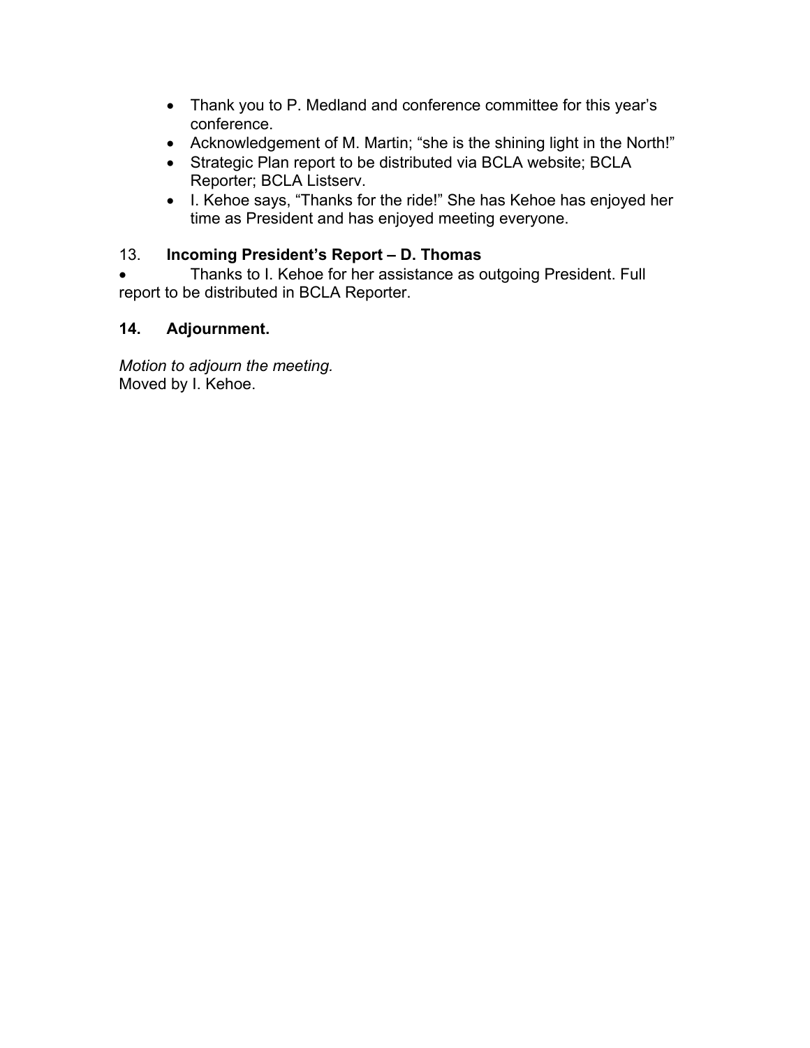- Thank you to P. Medland and conference committee for this year's conference.
- Acknowledgement of M. Martin; "she is the shining light in the North!"
- Strategic Plan report to be distributed via BCLA website; BCLA Reporter; BCLA Listserv.
- I. Kehoe says, "Thanks for the ride!" She has Kehoe has enjoyed her time as President and has enjoyed meeting everyone.

13. **Incoming President's Report – D. Thomas**

- Thanks to I. Kehoe for her assistance as outgoing President. Full report to be distributed in BCLA Reporter.

**14. Adjournment.**

*Motion to adjourn the meeting.*
Moved by I. Kehoe.